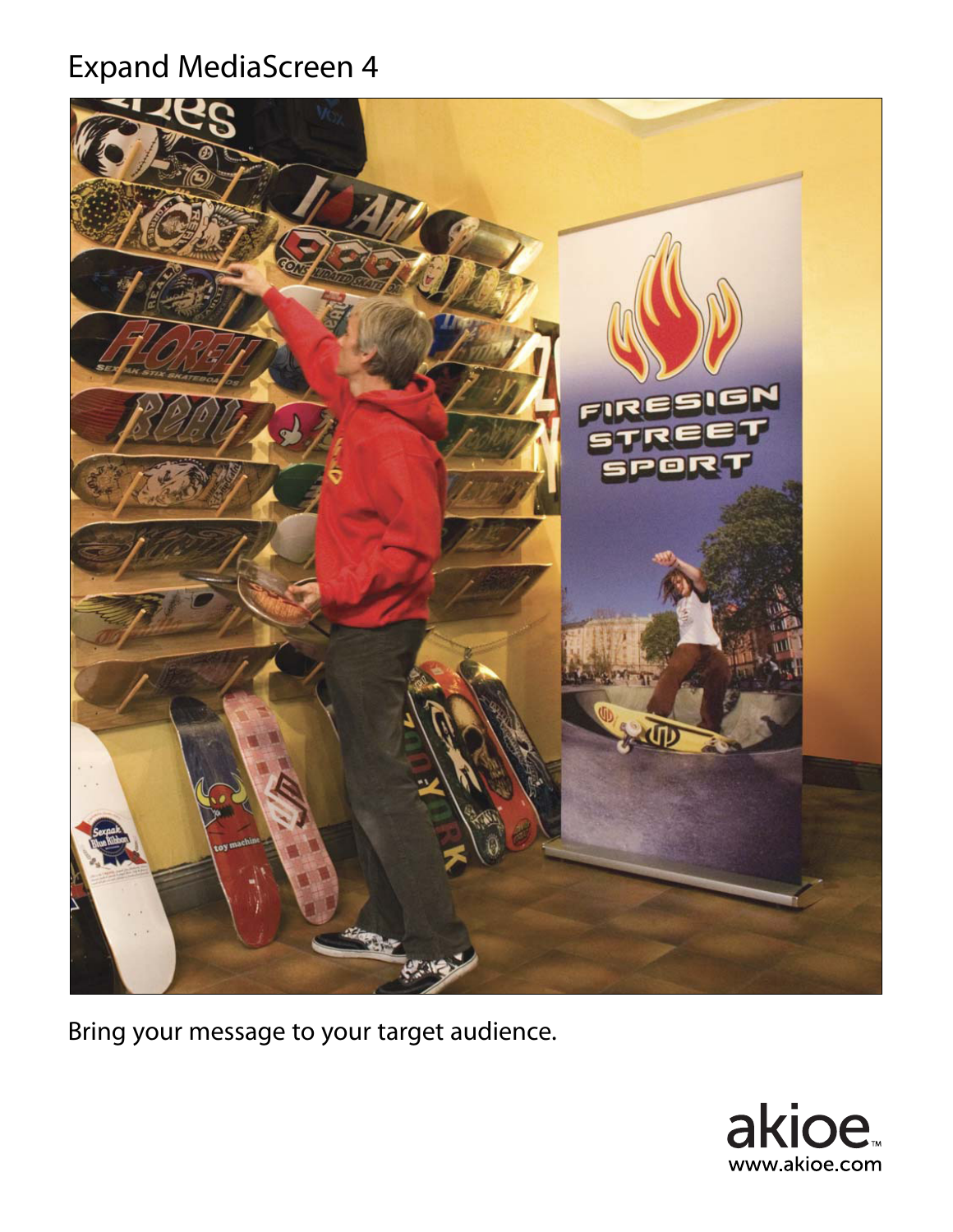# Expand MediaScreen 4

Bring your message to your target audience.

akioe™
www.akioe.com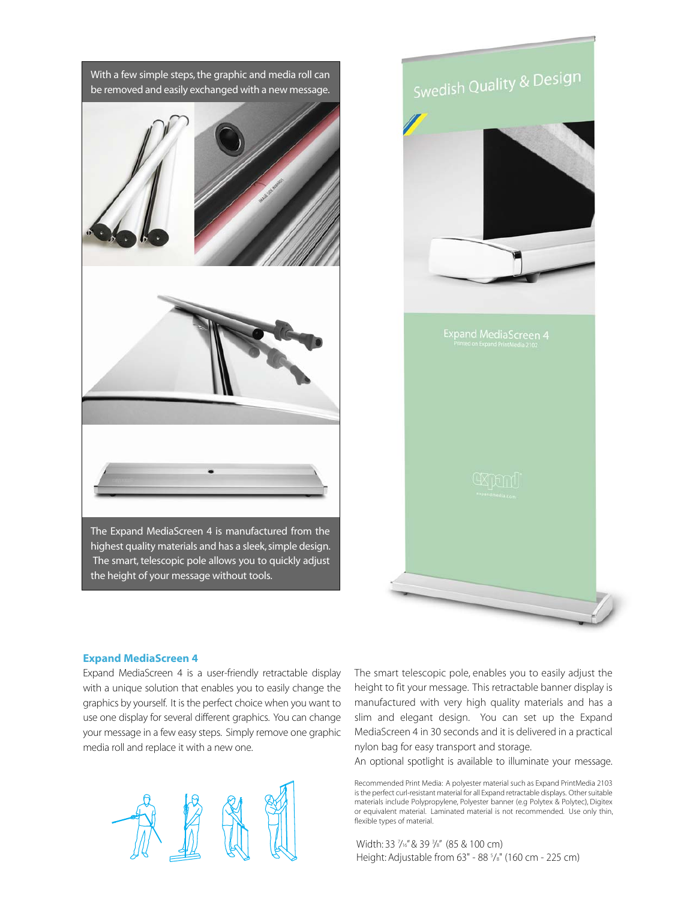With a few simple steps, the graphic and media roll can be removed and easily exchanged with a new message.

The Expand MediaScreen 4 is manufactured from the highest quality materials and has a sleek, simple design. The smart, telescopic pole allows you to quickly adjust the height of your message without tools.

### Expand MediaScreen 4

Expand MediaScreen 4 is a user-friendly retractable display with a unique solution that enables you to easily change the graphics by yourself. It is the perfect choice when you want to use one display for several different graphics. You can change your message in a few easy steps. Simply remove one graphic media roll and replace it with a new one.

The smart telescopic pole, enables you to easily adjust the height to fit your message. This retractable banner display is manufactured with very high quality materials and has a slim and elegant design. You can set up the Expand MediaScreen 4 in 30 seconds and it is delivered in a practical nylon bag for easy transport and storage.

An optional spotlight is available to illuminate your message.

Recommended Print Media: A polyester material such as Expand PrintMedia 2103 is the perfect curl-resistant material for all Expand retractable displays. Other suitable materials include Polypropylene, Polyester banner (e.g Polytex & Polytec), Digitex or equivalent material. Laminated material is not recommended. Use only thin, flexible types of material.

Width: 33 7/16" & 39 3/8" (85 & 100 cm)
Height: Adjustable from 63" - 88 5/8" (160 cm - 225 cm)